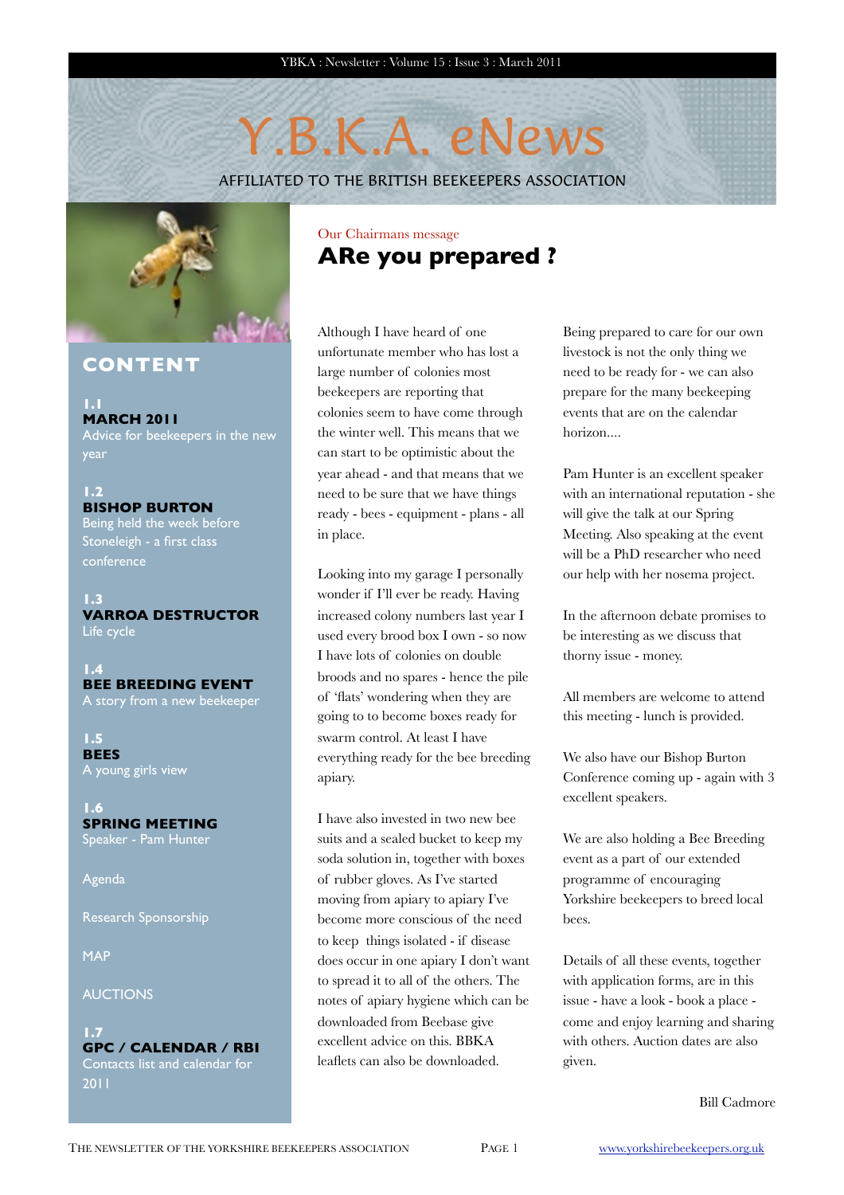# Y.B.K.A. eNews

AFFILIATED TO THE BRITISH BEEKEEPERS ASSOCIATION

## CONTENT

**1.1**
**MARCH 2011**
Advice for beekeepers in the new year

**1.2**
**BISHOP BURTON**
Being held the week before Stoneleigh - a first class conference

**1.3**
**VARROA DESTRUCTOR**
Life cycle

**1.4**
**BEE BREEDING EVENT**
A story from a new beekeeper

**1.5**
**BEES**
A young girls view

**1.6**
**SPRING MEETING**
Speaker - Pam Hunter

Agenda

Research Sponsorship

MAP

AUCTIONS

**1.7**
**GPC / CALENDAR / RBI**
Contacts list and calendar for 2011

Our Chairmans message

## ARe you prepared ?

Although I have heard of one unfortunate member who has lost a large number of colonies most beekeepers are reporting that colonies seem to have come through the winter well. This means that we can start to be optimistic about the year ahead - and that means that we need to be sure that we have things ready - bees - equipment - plans - all in place.

Looking into my garage I personally wonder if I'll ever be ready. Having increased colony numbers last year I used every brood box I own - so now I have lots of colonies on double broods and no spares - hence the pile of 'flats' wondering when they are going to to become boxes ready for swarm control. At least I have everything ready for the bee breeding apiary.

I have also invested in two new bee suits and a sealed bucket to keep my soda solution in, together with boxes of rubber gloves. As I've started moving from apiary to apiary I've become more conscious of the need to keep things isolated - if disease does occur in one apiary I don't want to spread it to all of the others. The notes of apiary hygiene which can be downloaded from Beebase give excellent advice on this. BBKA leaflets can also be downloaded.

Being prepared to care for our own livestock is not the only thing we need to be ready for - we can also prepare for the many beekeeping events that are on the calendar horizon....

Pam Hunter is an excellent speaker with an international reputation - she will give the talk at our Spring Meeting. Also speaking at the event will be a PhD researcher who need our help with her nosema project.

In the afternoon debate promises to be interesting as we discuss that thorny issue - money.

All members are welcome to attend this meeting - lunch is provided.

We also have our Bishop Burton Conference coming up - again with 3 excellent speakers.

We are also holding a Bee Breeding event as a part of our extended programme of encouraging Yorkshire beekeepers to breed local bees.

Details of all these events, together with application forms, are in this issue - have a look - book a place - come and enjoy learning and sharing with others. Auction dates are also given.

Bill Cadmore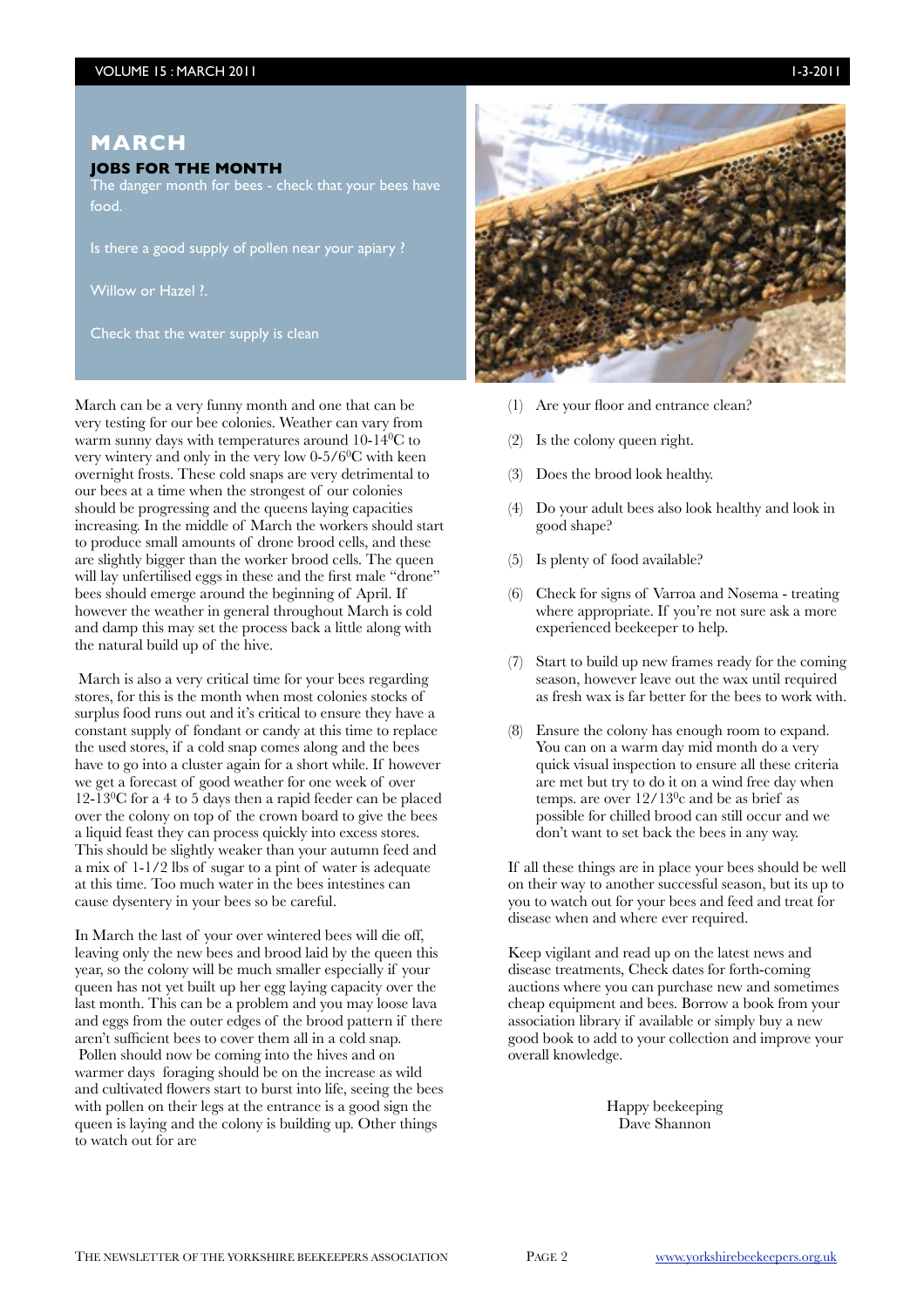# MARCH

### JOBS FOR THE MONTH

The danger month for bees - check that your bees have food.

Is there a good supply of pollen near your apiary ?

Willow or Hazel ?.

Check that the water supply is clean

March can be a very funny month and one that can be very testing for our bee colonies. Weather can vary from warm sunny days with temperatures around 10-14$^0$C to very wintery and only in the very low 0-5/6$^0$C with keen overnight frosts. These cold snaps are very detrimental to our bees at a time when the strongest of our colonies should be progressing and the queens laying capacities increasing. In the middle of March the workers should start to produce small amounts of drone brood cells, and these are slightly bigger than the worker brood cells. The queen will lay unfertilised eggs in these and the first male "drone" bees should emerge around the beginning of April. If however the weather in general throughout March is cold and damp this may set the process back a little along with the natural build up of the hive.

March is also a very critical time for your bees regarding stores, for this is the month when most colonies stocks of surplus food runs out and it's critical to ensure they have a constant supply of fondant or candy at this time to replace the used stores, if a cold snap comes along and the bees have to go into a cluster again for a short while. If however we get a forecast of good weather for one week of over 12-13$^0$C for a 4 to 5 days then a rapid feeder can be placed over the colony on top of the crown board to give the bees a liquid feast they can process quickly into excess stores. This should be slightly weaker than your autumn feed and a mix of 1-1/2 lbs of sugar to a pint of water is adequate at this time. Too much water in the bees intestines can cause dysentery in your bees so be careful.

In March the last of your over wintered bees will die off, leaving only the new bees and brood laid by the queen this year, so the colony will be much smaller especially if your queen has not yet built up her egg laying capacity over the last month. This can be a problem and you may loose lava and eggs from the outer edges of the brood pattern if there aren't sufficient bees to cover them all in a cold snap. Pollen should now be coming into the hives and on warmer days foraging should be on the increase as wild and cultivated flowers start to burst into life, seeing the bees with pollen on their legs at the entrance is a good sign the queen is laying and the colony is building up. Other things to watch out for are

(1) Are your floor and entrance clean?

(2) Is the colony queen right.

(3) Does the brood look healthy.

(4) Do your adult bees also look healthy and look in good shape?

(5) Is plenty of food available?

(6) Check for signs of Varroa and Nosema - treating where appropriate. If you're not sure ask a more experienced beekeeper to help.

(7) Start to build up new frames ready for the coming season, however leave out the wax until required as fresh wax is far better for the bees to work with.

(8) Ensure the colony has enough room to expand. You can on a warm day mid month do a very quick visual inspection to ensure all these criteria are met but try to do it on a wind free day when temps. are over 12/13$^0$c and be as brief as possible for chilled brood can still occur and we don't want to set back the bees in any way.

If all these things are in place your bees should be well on their way to another successful season, but its up to you to watch out for your bees and feed and treat for disease when and where ever required.

Keep vigilant and read up on the latest news and disease treatments, Check dates for forth-coming auctions where you can purchase new and sometimes cheap equipment and bees. Borrow a book from your association library if available or simply buy a new good book to add to your collection and improve your overall knowledge.

Happy beekeeping
Dave Shannon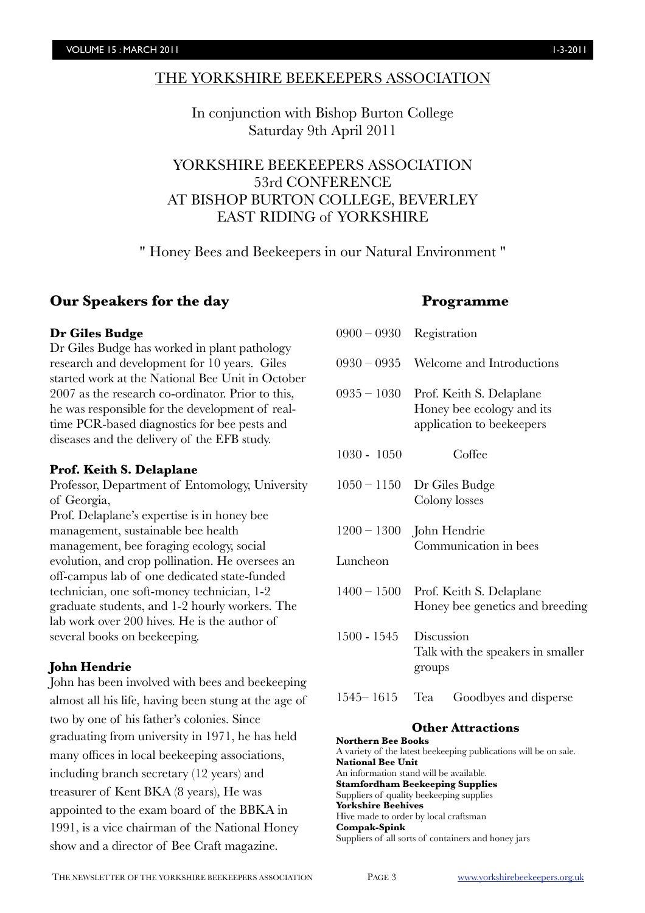# THE YORKSHIRE BEEKEEPERS ASSOCIATION

In conjunction with Bishop Burton College
Saturday 9th April 2011

## YORKSHIRE BEEKEEPERS ASSOCIATION 53rd CONFERENCE AT BISHOP BURTON COLLEGE, BEVERLEY EAST RIDING of YORKSHIRE

" Honey Bees and Beekeepers in our Natural Environment "

## Our Speakers for the day

**Dr Giles Budge**

Dr Giles Budge has worked in plant pathology research and development for 10 years. Giles started work at the National Bee Unit in October 2007 as the research co-ordinator. Prior to this, he was responsible for the development of real-time PCR-based diagnostics for bee pests and diseases and the delivery of the EFB study.

**Prof. Keith S. Delaplane**

Professor, Department of Entomology, University of Georgia,
Prof. Delaplane's expertise is in honey bee management, sustainable bee health management, bee foraging ecology, social evolution, and crop pollination. He oversees an off-campus lab of one dedicated state-funded technician, one soft-money technician, 1-2 graduate students, and 1-2 hourly workers. The lab work over 200 hives. He is the author of several books on beekeeping.

**John Hendrie**

John has been involved with bees and beekeeping almost all his life, having been stung at the age of two by one of his father's colonies. Since graduating from university in 1971, he has held many offices in local beekeeping associations, including branch secretary (12 years) and treasurer of Kent BKA (8 years), He was appointed to the exam board of the BBKA in 1991, is a vice chairman of the National Honey show and a director of Bee Craft magazine.

## Programme

| | |
|---|---|
| 0900 – 0930 | Registration |
| 0930 – 0935 | Welcome and Introductions |
| 0935 – 1030 | Prof. Keith S. Delaplane<br>Honey bee ecology and its application to beekeepers |
| 1030 - 1050 | Coffee |
| 1050 – 1150 | Dr Giles Budge<br>Colony losses |
| 1200 – 1300 | John Hendrie<br>Communication in bees |
| Luncheon | |
| 1400 – 1500 | Prof. Keith S. Delaplane<br>Honey bee genetics and breeding |
| 1500 - 1545 | Discussion<br>Talk with the speakers in smaller groups |
| 1545– 1615 | Tea  Goodbyes and disperse |

### Other Attractions

**Northern Bee Books**
A variety of the latest beekeeping publications will be on sale.
**National Bee Unit**
An information stand will be available.
**Stamfordham Beekeeping Supplies**
Suppliers of quality beekeeping supplies
**Yorkshire Beehives**
Hive made to order by local craftsman
**Compak-Spink**
Suppliers of all sorts of containers and honey jars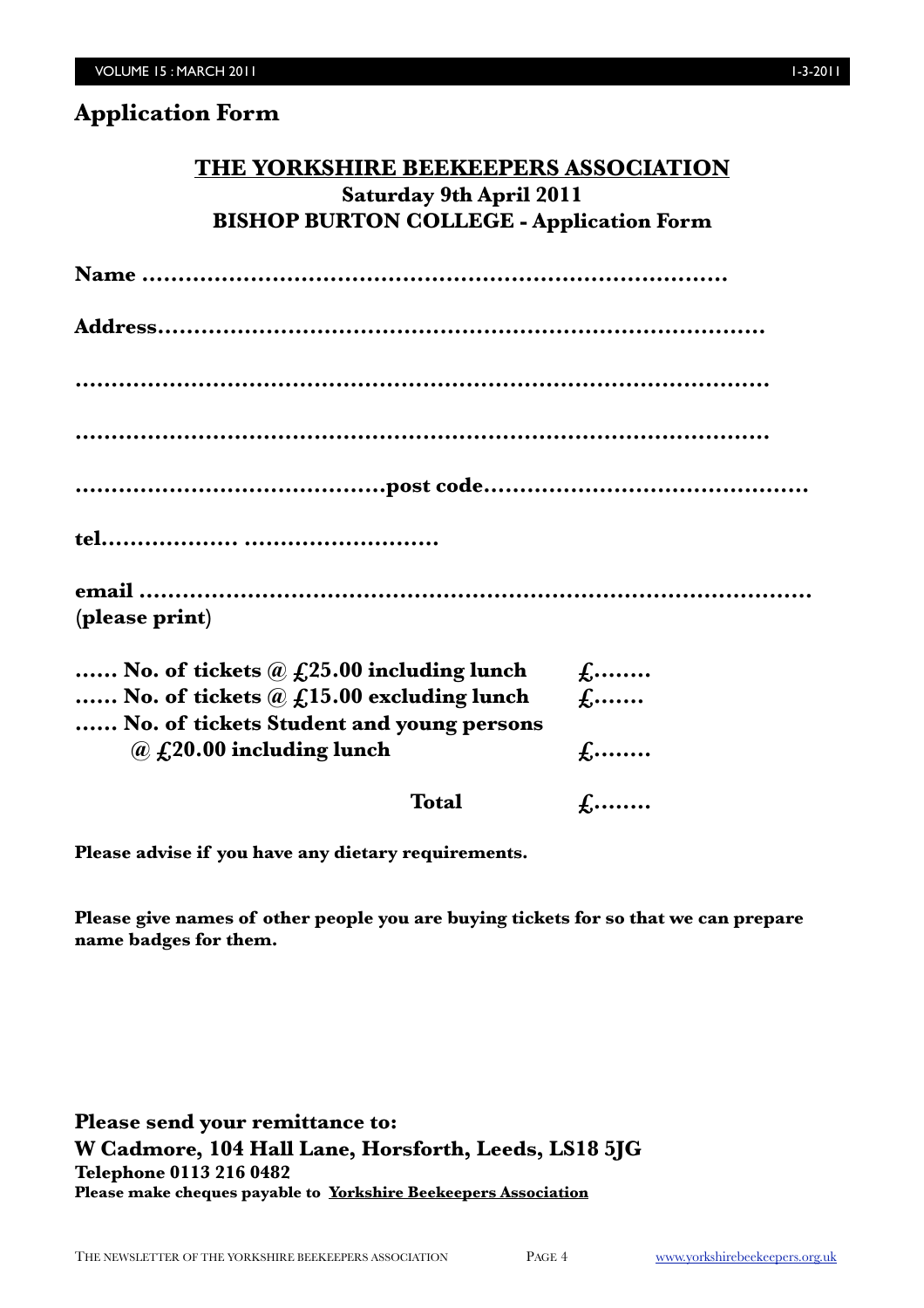## Application Form

### THE YORKSHIRE BEEKEEPERS ASSOCIATION
**Saturday 9th April 2011**
**BISHOP BURTON COLLEGE - Application Form**

**Name ……………………………………………………………………….**

**Address……………………………………………………………………….**

**…………………………………………………………………………………….**

**…………………………………………………………………………………….**

**……………………………………post code………………………………………**

**tel……………… ………………………**

**email …………………………………………………………………………………**
**(please print)**

**…… No. of tickets @ £25.00 including lunch £……..**
**…… No. of tickets @ £15.00 excluding lunch £…….**
**…… No. of tickets Student and young persons @ £20.00 including lunch £……..**

**Total £……..**

**Please advise if you have any dietary requirements.**

**Please give names of other people you are buying tickets for so that we can prepare name badges for them.**

**Please send your remittance to:**
**W Cadmore, 104 Hall Lane, Horsforth, Leeds, LS18 5JG**
**Telephone 0113 216 0482**
**Please make cheques payable to Yorkshire Beekeepers Association**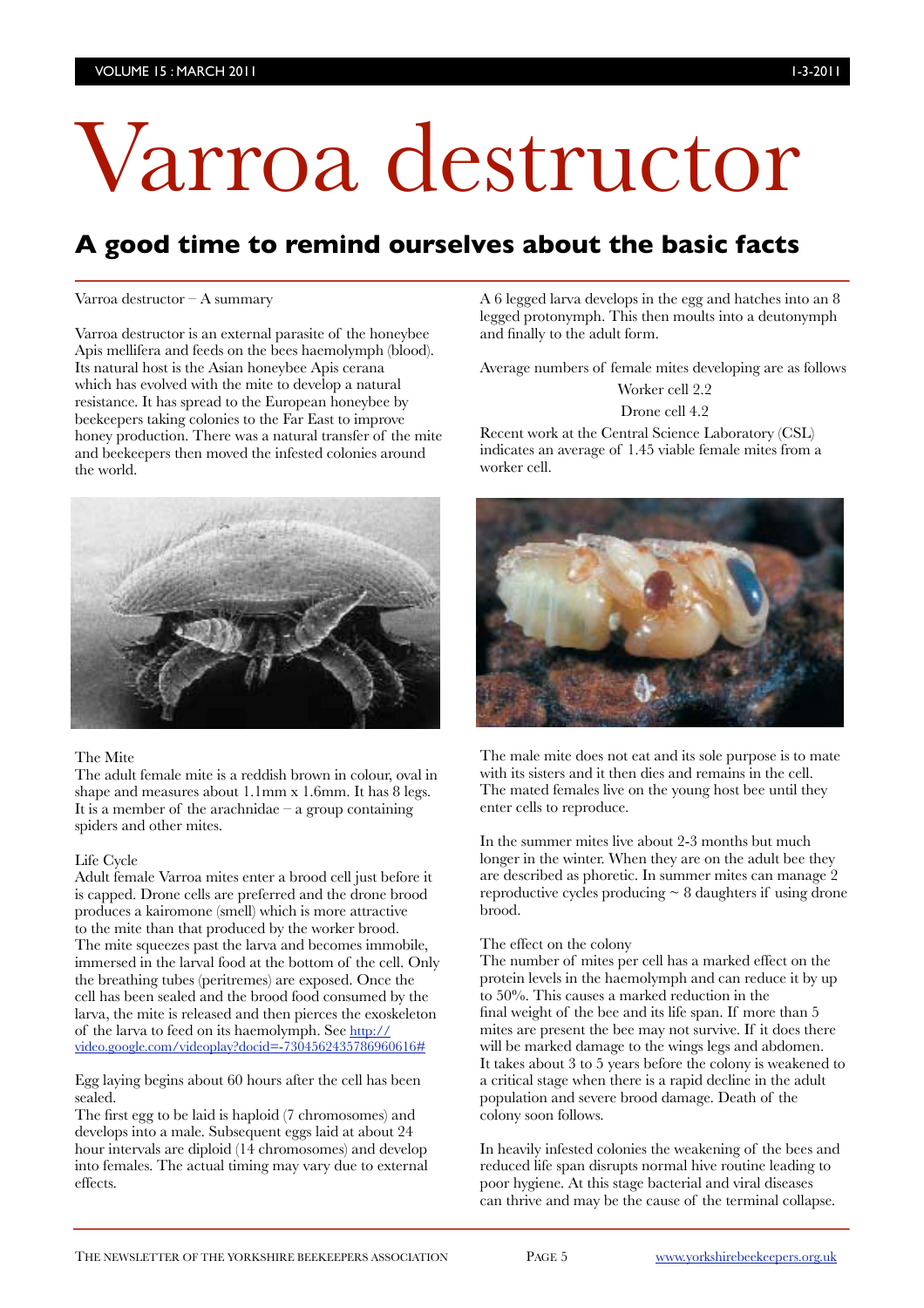# Varroa destructor

## A good time to remind ourselves about the basic facts

Varroa destructor – A summary

Varroa destructor is an external parasite of the honeybee Apis mellifera and feeds on the bees haemolymph (blood). Its natural host is the Asian honeybee Apis cerana which has evolved with the mite to develop a natural resistance. It has spread to the European honeybee by beekeepers taking colonies to the Far East to improve honey production. There was a natural transfer of the mite and beekeepers then moved the infested colonies around the world.

The Mite
The adult female mite is a reddish brown in colour, oval in shape and measures about 1.1mm x 1.6mm. It has 8 legs. It is a member of the arachnidae – a group containing spiders and other mites.

Life Cycle
Adult female Varroa mites enter a brood cell just before it is capped. Drone cells are preferred and the drone brood produces a kairomone (smell) which is more attractive to the mite than that produced by the worker brood. The mite squeezes past the larva and becomes immobile, immersed in the larval food at the bottom of the cell. Only the breathing tubes (peritremes) are exposed. Once the cell has been sealed and the brood food consumed by the larva, the mite is released and then pierces the exoskeleton of the larva to feed on its haemolymph. See [http://video.google.com/videoplay?docid=-7304562435786960616#](http://video.google.com/videoplay?docid=-7304562435786960616#)

Egg laying begins about 60 hours after the cell has been sealed.
The first egg to be laid is haploid (7 chromosomes) and develops into a male. Subsequent eggs laid at about 24 hour intervals are diploid (14 chromosomes) and develop into females. The actual timing may vary due to external effects.

A 6 legged larva develops in the egg and hatches into an 8 legged protonymph. This then moults into a deutonymph and finally to the adult form.

Average numbers of female mites developing are as follows

Worker cell 2.2

Drone cell 4.2

Recent work at the Central Science Laboratory (CSL) indicates an average of 1.45 viable female mites from a worker cell.

The male mite does not eat and its sole purpose is to mate with its sisters and it then dies and remains in the cell. The mated females live on the young host bee until they enter cells to reproduce.

In the summer mites live about 2-3 months but much longer in the winter. When they are on the adult bee they are described as phoretic. In summer mites can manage 2 reproductive cycles producing ~ 8 daughters if using drone brood.

The effect on the colony
The number of mites per cell has a marked effect on the protein levels in the haemolymph and can reduce it by up to 50%. This causes a marked reduction in the final weight of the bee and its life span. If more than 5 mites are present the bee may not survive. If it does there will be marked damage to the wings legs and abdomen. It takes about 3 to 5 years before the colony is weakened to a critical stage when there is a rapid decline in the adult population and severe brood damage. Death of the colony soon follows.

In heavily infested colonies the weakening of the bees and reduced life span disrupts normal hive routine leading to poor hygiene. At this stage bacterial and viral diseases can thrive and may be the cause of the terminal collapse.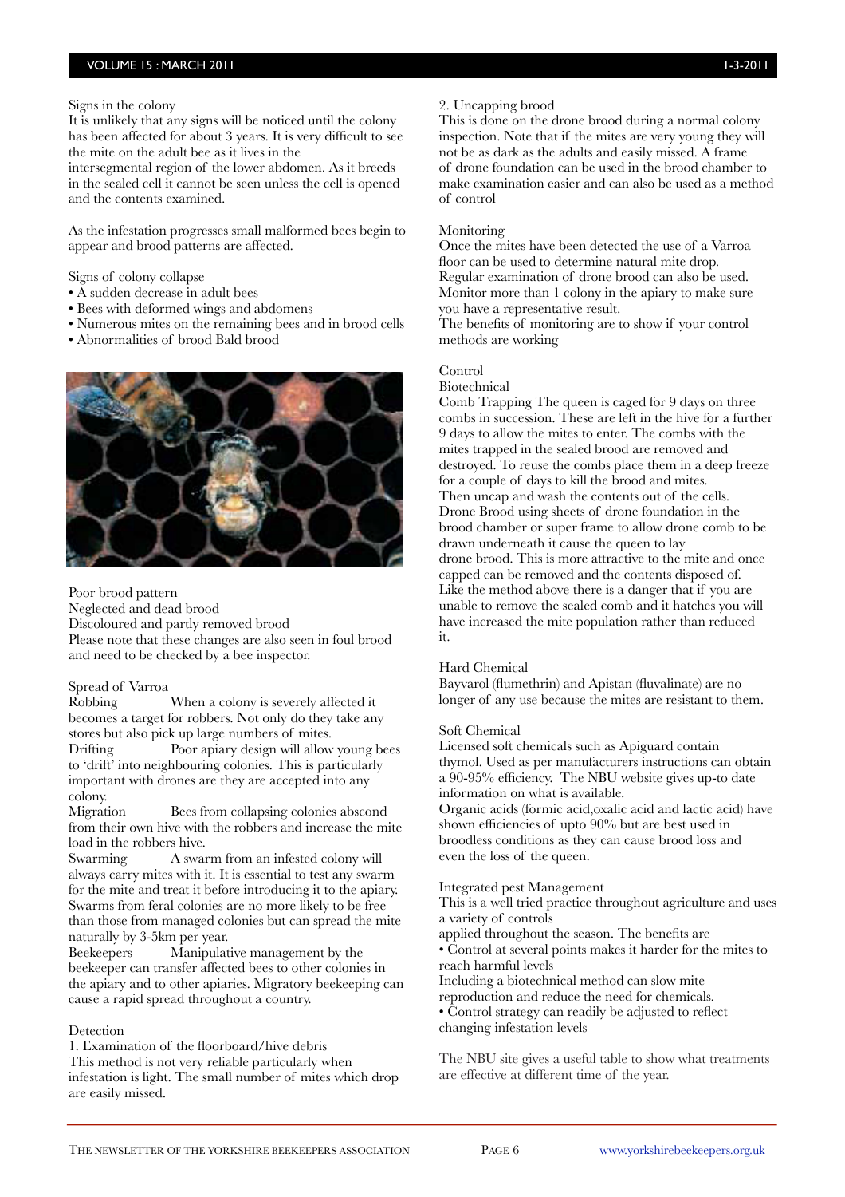Signs in the colony

It is unlikely that any signs will be noticed until the colony has been affected for about 3 years. It is very difficult to see the mite on the adult bee as it lives in the intersegmental region of the lower abdomen. As it breeds in the sealed cell it cannot be seen unless the cell is opened and the contents examined.

As the infestation progresses small malformed bees begin to appear and brood patterns are affected.

Signs of colony collapse

- A sudden decrease in adult bees
- Bees with deformed wings and abdomens
- Numerous mites on the remaining bees and in brood cells
- Abnormalities of brood Bald brood

Poor brood pattern
Neglected and dead brood
Discoloured and partly removed brood
Please note that these changes are also seen in foul brood and need to be checked by a bee inspector.

Spread of Varroa

Robbing — When a colony is severely affected it becomes a target for robbers. Not only do they take any stores but also pick up large numbers of mites.

Drifting — Poor apiary design will allow young bees to 'drift' into neighbouring colonies. This is particularly important with drones are they are accepted into any colony.

Migration — Bees from collapsing colonies abscond from their own hive with the robbers and increase the mite load in the robbers hive.

Swarming — A swarm from an infested colony will always carry mites with it. It is essential to test any swarm for the mite and treat it before introducing it to the apiary. Swarms from feral colonies are no more likely to be free than those from managed colonies but can spread the mite naturally by 3-5km per year.

Beekeepers — Manipulative management by the beekeeper can transfer affected bees to other colonies in the apiary and to other apiaries. Migratory beekeeping can cause a rapid spread throughout a country.

Detection

1. Examination of the floorboard/hive debris
This method is not very reliable particularly when infestation is light. The small number of mites which drop are easily missed.

2. Uncapping brood
This is done on the drone brood during a normal colony inspection. Note that if the mites are very young they will not be as dark as the adults and easily missed. A frame of drone foundation can be used in the brood chamber to make examination easier and can also be used as a method of control

Monitoring

Once the mites have been detected the use of a Varroa floor can be used to determine natural mite drop.
Regular examination of drone brood can also be used.
Monitor more than 1 colony in the apiary to make sure you have a representative result.
The benefits of monitoring are to show if your control methods are working

Control

Biotechnical

Comb Trapping The queen is caged for 9 days on three combs in succession. These are left in the hive for a further 9 days to allow the mites to enter. The combs with the mites trapped in the sealed brood are removed and destroyed. To reuse the combs place them in a deep freeze for a couple of days to kill the brood and mites.
Then uncap and wash the contents out of the cells.
Drone Brood using sheets of drone foundation in the brood chamber or super frame to allow drone comb to be drawn underneath it cause the queen to lay drone brood. This is more attractive to the mite and once capped can be removed and the contents disposed of.
Like the method above there is a danger that if you are unable to remove the sealed comb and it hatches you will have increased the mite population rather than reduced it.

Hard Chemical

Bayvarol (flumethrin) and Apistan (fluvalinate) are no longer of any use because the mites are resistant to them.

Soft Chemical

Licensed soft chemicals such as Apiguard contain thymol. Used as per manufacturers instructions can obtain a 90-95% efficiency. The NBU website gives up-to date information on what is available.
Organic acids (formic acid,oxalic acid and lactic acid) have shown efficiencies of upto 90% but are best used in broodless conditions as they can cause brood loss and even the loss of the queen.

Integrated pest Management

This is a well tried practice throughout agriculture and uses a variety of controls
applied throughout the season. The benefits are

- Control at several points makes it harder for the mites to reach harmful levels

Including a biotechnical method can slow mite reproduction and reduce the need for chemicals.

- Control strategy can readily be adjusted to reflect changing infestation levels

The NBU site gives a useful table to show what treatments are effective at different time of the year.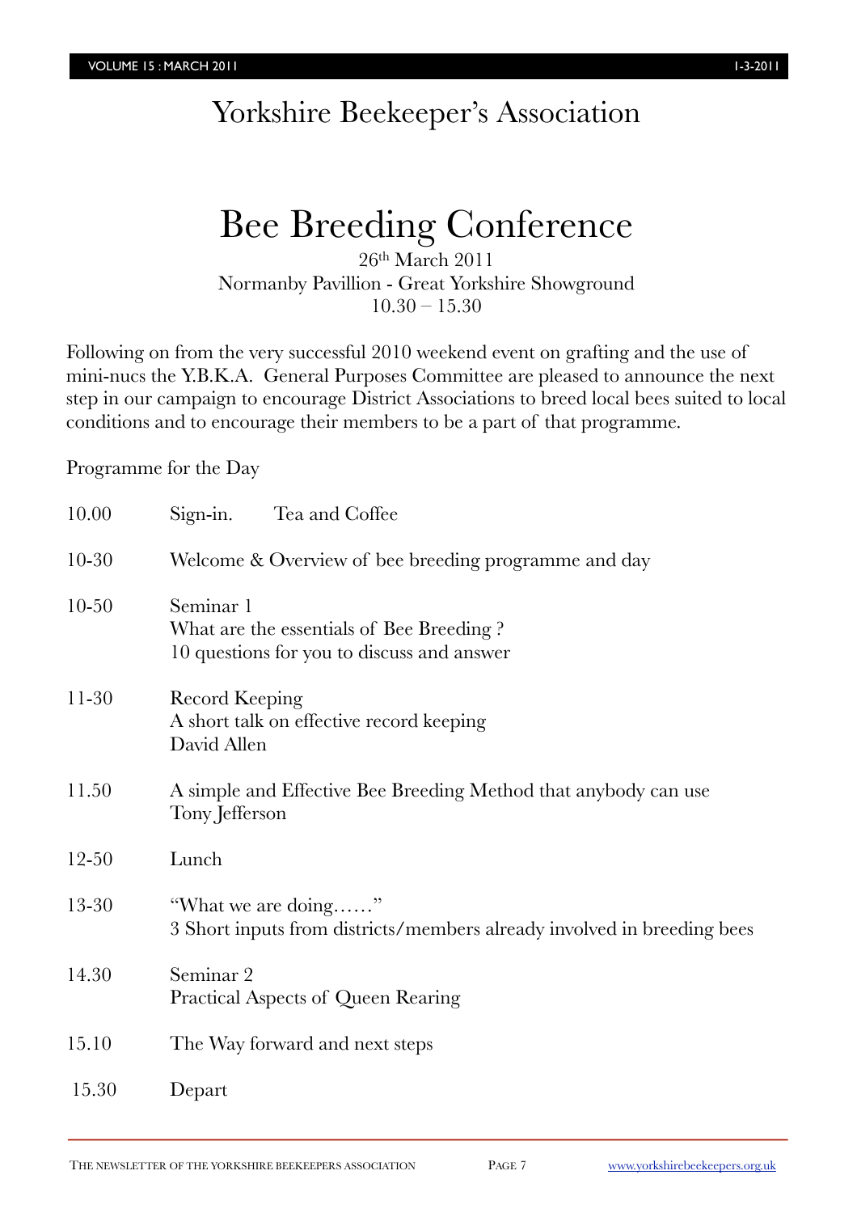# Yorkshire Beekeeper's Association

## Bee Breeding Conference

26th March 2011
Normanby Pavillion - Great Yorkshire Showground
10.30 – 15.30

Following on from the very successful 2010 weekend event on grafting and the use of mini-nucs the Y.B.K.A. General Purposes Committee are pleased to announce the next step in our campaign to encourage District Associations to breed local bees suited to local conditions and to encourage their members to be a part of that programme.

Programme for the Day

| | |
|---|---|
| 10.00 | Sign-in. Tea and Coffee |
| 10-30 | Welcome & Overview of bee breeding programme and day |
| 10-50 | Seminar 1<br>What are the essentials of Bee Breeding ?<br>10 questions for you to discuss and answer |
| 11-30 | Record Keeping<br>A short talk on effective record keeping<br>David Allen |
| 11.50 | A simple and Effective Bee Breeding Method that anybody can use<br>Tony Jefferson |
| 12-50 | Lunch |
| 13-30 | "What we are doing……"<br>3 Short inputs from districts/members already involved in breeding bees |
| 14.30 | Seminar 2<br>Practical Aspects of Queen Rearing |
| 15.10 | The Way forward and next steps |
| 15.30 | Depart |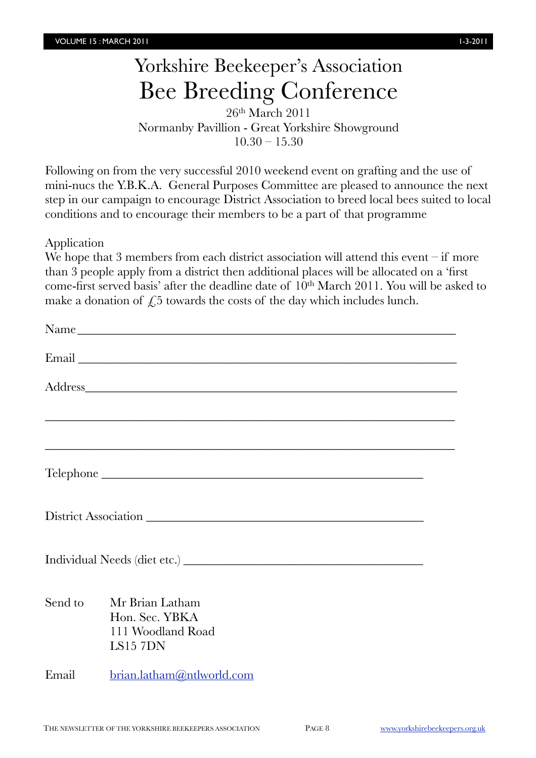# Yorkshire Beekeeper's Association

# Bee Breeding Conference

26th March 2011
Normanby Pavillion - Great Yorkshire Showground
10.30 – 15.30

Following on from the very successful 2010 weekend event on grafting and the use of mini-nucs the Y.B.K.A. General Purposes Committee are pleased to announce the next step in our campaign to encourage District Association to breed local bees suited to local conditions and to encourage their members to be a part of that programme

Application

We hope that 3 members from each district association will attend this event – if more than 3 people apply from a district then additional places will be allocated on a 'first come-first served basis' after the deadline date of 10th March 2011. You will be asked to make a donation of £5 towards the costs of the day which includes lunch.

Name ____________________________________________________________

Email ____________________________________________________________

Address__________________________________________________________

_________________________________________________________________

_________________________________________________________________

Telephone ______________________________________________

District Association ______________________________________

Individual Needs (diet etc.) ________________________________

Send to Mr Brian Latham
Hon. Sec. YBKA
111 Woodland Road
LS15 7DN

Email brian.latham@ntlworld.com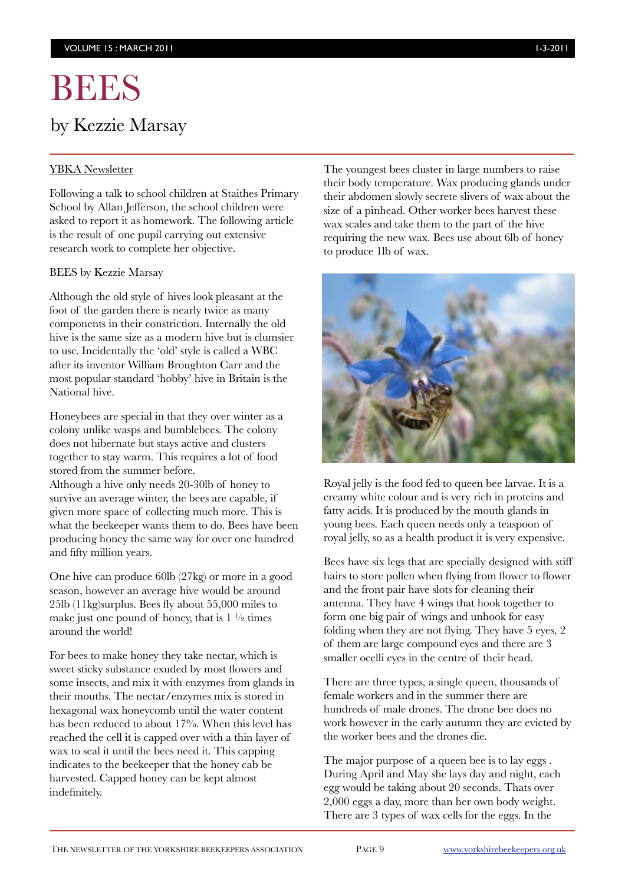# BEES

## by Kezzie Marsay

YBKA Newsletter

Following a talk to school children at Staithes Primary School by Allan Jefferson, the school children were asked to report it as homework. The following article is the result of one pupil carrying out extensive research work to complete her objective.

BEES by Kezzie Marsay

Although the old style of hives look pleasant at the foot of the garden there is nearly twice as many components in their constriction. Internally the old hive is the same size as a modern hive but is clumsier to use. Incidentally the 'old' style is called a WBC after its inventor William Broughton Carr and the most popular standard 'hobby' hive in Britain is the National hive.

Honeybees are special in that they over winter as a colony unlike wasps and bumblebees. The colony does not hibernate but stays active and clusters together to stay warm. This requires a lot of food stored from the summer before.
Although a hive only needs 20-30lb of honey to survive an average winter, the bees are capable, if given more space of collecting much more. This is what the beekeeper wants them to do. Bees have been producing honey the same way for over one hundred and fifty million years.

One hive can produce 60lb (27kg) or more in a good season, however an average hive would be around 25lb (11kg)surplus. Bees fly about 55,000 miles to make just one pound of honey, that is 1 ½ times around the world!

For bees to make honey they take nectar, which is sweet sticky substance exuded by most flowers and some insects, and mix it with enzymes from glands in their mouths. The nectar/enzymes mix is stored in hexagonal wax honeycomb until the water content has been reduced to about 17%. When this level has reached the cell it is capped over with a thin layer of wax to seal it until the bees need it. This capping indicates to the beekeeper that the honey cab be harvested. Capped honey can be kept almost indefinitely.

The youngest bees cluster in large numbers to raise their body temperature. Wax producing glands under their abdomen slowly secrete slivers of wax about the size of a pinhead. Other worker bees harvest these wax scales and take them to the part of the hive requiring the new wax. Bees use about 6lb of honey to produce 1lb of wax.

Royal jelly is the food fed to queen bee larvae. It is a creamy white colour and is very rich in proteins and fatty acids. It is produced by the mouth glands in young bees. Each queen needs only a teaspoon of royal jelly, so as a health product it is very expensive.

Bees have six legs that are specially designed with stiff hairs to store pollen when flying from flower to flower and the front pair have slots for cleaning their antenna. They have 4 wings that hook together to form one big pair of wings and unhook for easy folding when they are not flying. They have 5 eyes, 2 of them are large compound eyes and there are 3 smaller ocelli eyes in the centre of their head.

There are three types, a single queen, thousands of female workers and in the summer there are hundreds of male drones. The drone bee does no work however in the early autumn they are evicted by the worker bees and the drones die.

The major purpose of a queen bee is to lay eggs . During April and May she lays day and night, each egg would be taking about 20 seconds. Thats over 2,000 eggs a day, more than her own body weight. There are 3 types of wax cells for the eggs. In the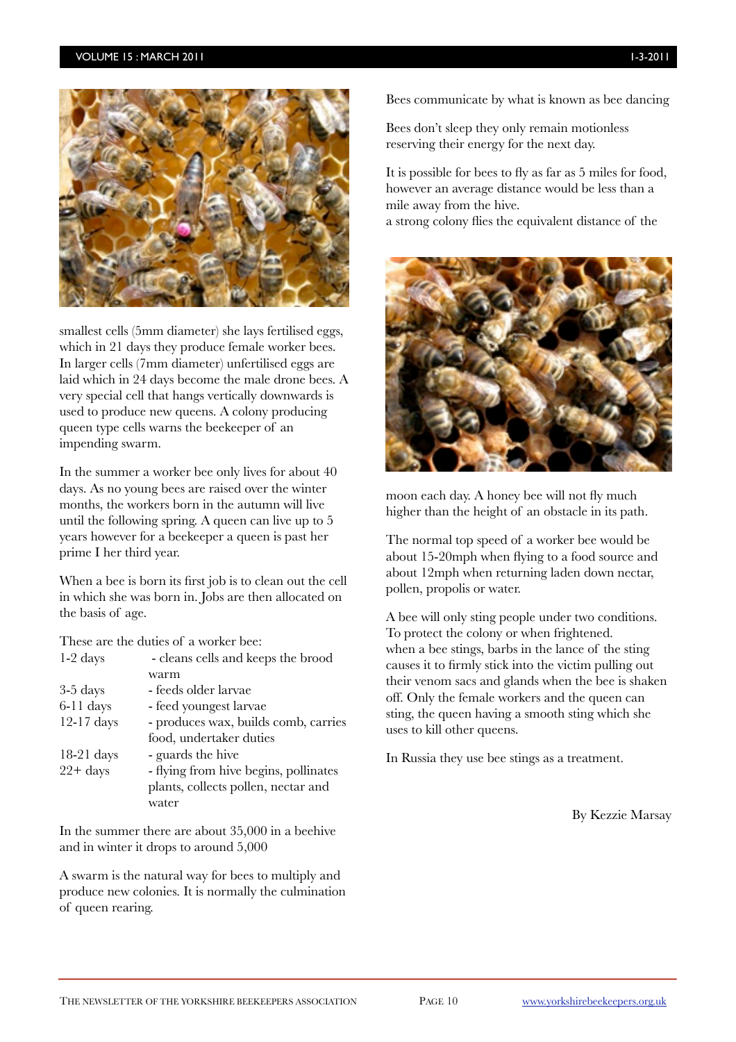smallest cells (5mm diameter) she lays fertilised eggs, which in 21 days they produce female worker bees. In larger cells (7mm diameter) unfertilised eggs are laid which in 24 days become the male drone bees. A very special cell that hangs vertically downwards is used to produce new queens. A colony producing queen type cells warns the beekeeper of an impending swarm.

In the summer a worker bee only lives for about 40 days. As no young bees are raised over the winter months, the workers born in the autumn will live until the following spring. A queen can live up to 5 years however for a beekeeper a queen is past her prime I her third year.

When a bee is born its first job is to clean out the cell in which she was born in. Jobs are then allocated on the basis of age.

These are the duties of a worker bee:

| | |
|---|---|
| 1-2 days | - cleans cells and keeps the brood warm |
| 3-5 days | - feeds older larvae |
| 6-11 days | - feed youngest larvae |
| 12-17 days | - produces wax, builds comb, carries food, undertaker duties |
| 18-21 days | - guards the hive |
| 22+ days | - flying from hive begins, pollinates plants, collects pollen, nectar and water |

In the summer there are about 35,000 in a beehive and in winter it drops to around 5,000

A swarm is the natural way for bees to multiply and produce new colonies. It is normally the culmination of queen rearing.

Bees communicate by what is known as bee dancing

Bees don't sleep they only remain motionless reserving their energy for the next day.

It is possible for bees to fly as far as 5 miles for food, however an average distance would be less than a mile away from the hive.
a strong colony flies the equivalent distance of the moon each day. A honey bee will not fly much higher than the height of an obstacle in its path.

The normal top speed of a worker bee would be about 15-20mph when flying to a food source and about 12mph when returning laden down nectar, pollen, propolis or water.

A bee will only sting people under two conditions. To protect the colony or when frightened.
when a bee stings, barbs in the lance of the sting causes it to firmly stick into the victim pulling out their venom sacs and glands when the bee is shaken off. Only the female workers and the queen can sting, the queen having a smooth sting which she uses to kill other queens.

In Russia they use bee stings as a treatment.

By Kezzie Marsay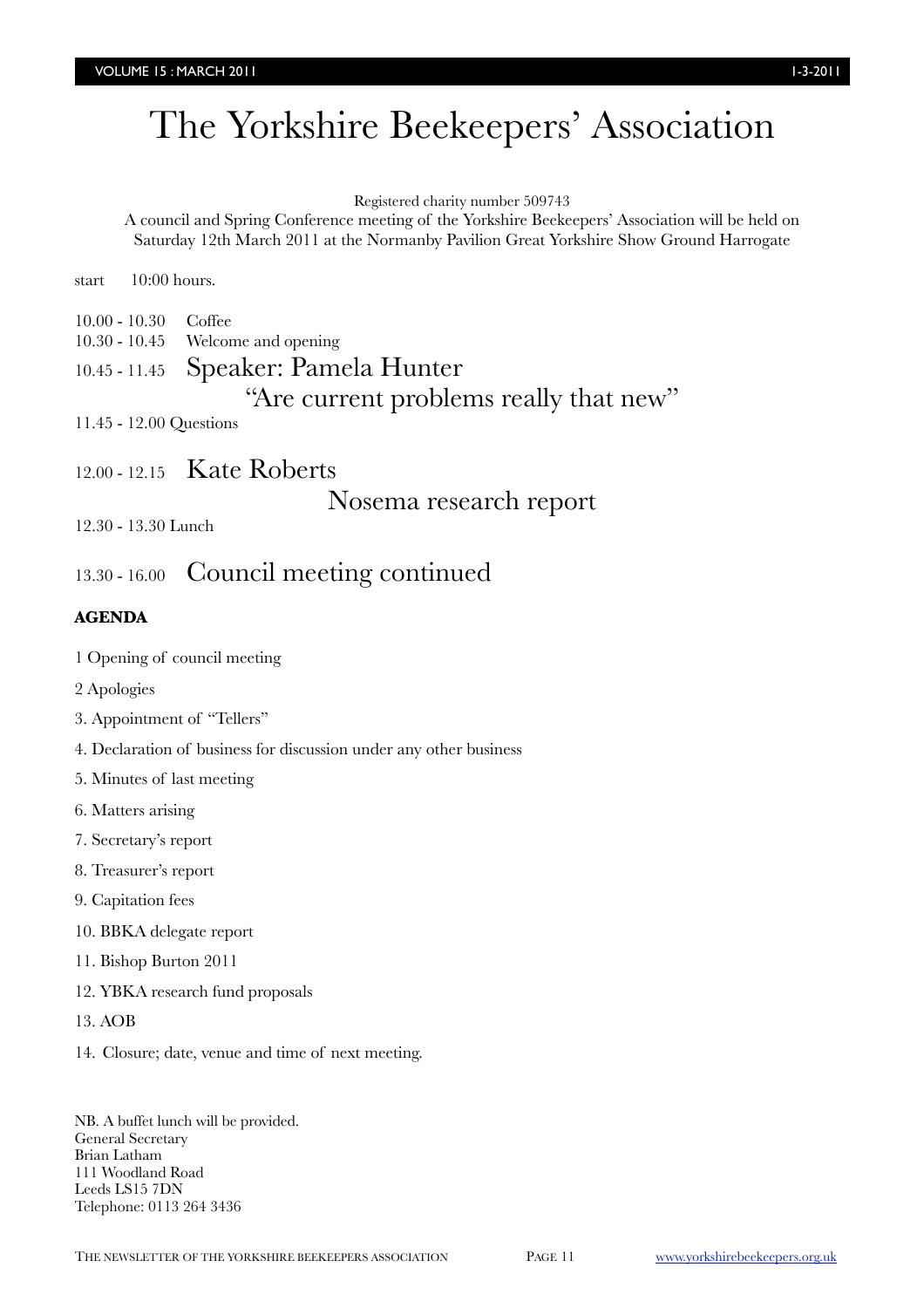# The Yorkshire Beekeepers' Association

Registered charity number 509743

A council and Spring Conference meeting of the Yorkshire Beekeepers' Association will be held on Saturday 12th March 2011 at the Normanby Pavilion Great Yorkshire Show Ground Harrogate

start 10:00 hours.

10.00 - 10.30 Coffee

10.30 - 10.45 Welcome and opening

10.45 - 11.45 Speaker: Pamela Hunter

"Are current problems really that new"

11.45 - 12.00 Questions

12.00 - 12.15 Kate Roberts

Nosema research report

12.30 - 13.30 Lunch

13.30 - 16.00 Council meeting continued

**AGENDA**

1 Opening of council meeting

2 Apologies

3. Appointment of "Tellers"

4. Declaration of business for discussion under any other business

5. Minutes of last meeting

6. Matters arising

7. Secretary's report

8. Treasurer's report

9. Capitation fees

10. BBKA delegate report

11. Bishop Burton 2011

12. YBKA research fund proposals

13. AOB

14. Closure; date, venue and time of next meeting.

NB. A buffet lunch will be provided.
General Secretary
Brian Latham
111 Woodland Road
Leeds LS15 7DN
Telephone: 0113 264 3436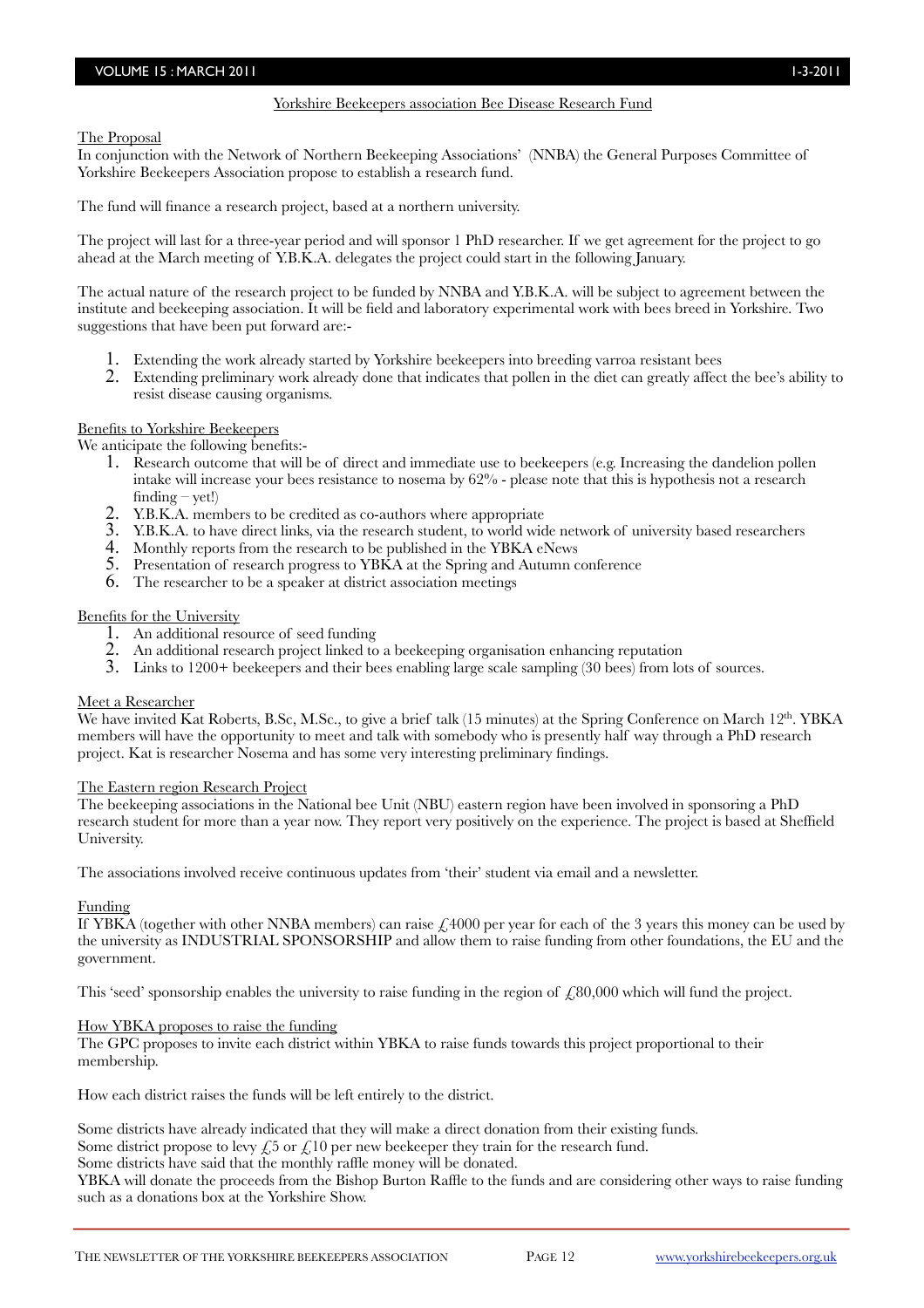## Yorkshire Beekeepers association Bee Disease Research Fund

### The Proposal

In conjunction with the Network of Northern Beekeeping Associations' (NNBA) the General Purposes Committee of Yorkshire Beekeepers Association propose to establish a research fund.

The fund will finance a research project, based at a northern university.

The project will last for a three-year period and will sponsor 1 PhD researcher. If we get agreement for the project to go ahead at the March meeting of Y.B.K.A. delegates the project could start in the following January.

The actual nature of the research project to be funded by NNBA and Y.B.K.A. will be subject to agreement between the institute and beekeeping association. It will be field and laboratory experimental work with bees breed in Yorkshire. Two suggestions that have been put forward are:-

1. Extending the work already started by Yorkshire beekeepers into breeding varroa resistant bees
2. Extending preliminary work already done that indicates that pollen in the diet can greatly affect the bee's ability to resist disease causing organisms.

### Benefits to Yorkshire Beekeepers

We anticipate the following benefits:-

1. Research outcome that will be of direct and immediate use to beekeepers (e.g. Increasing the dandelion pollen intake will increase your bees resistance to nosema by 62% - please note that this is hypothesis not a research finding – yet!)
2. Y.B.K.A. members to be credited as co-authors where appropriate
3. Y.B.K.A. to have direct links, via the research student, to world wide network of university based researchers
4. Monthly reports from the research to be published in the YBKA eNews
5. Presentation of research progress to YBKA at the Spring and Autumn conference
6. The researcher to be a speaker at district association meetings

### Benefits for the University

1. An additional resource of seed funding
2. An additional research project linked to a beekeeping organisation enhancing reputation
3. Links to 1200+ beekeepers and their bees enabling large scale sampling (30 bees) from lots of sources.

### Meet a Researcher

We have invited Kat Roberts, B.Sc, M.Sc., to give a brief talk (15 minutes) at the Spring Conference on March 12th. YBKA members will have the opportunity to meet and talk with somebody who is presently half way through a PhD research project. Kat is researcher Nosema and has some very interesting preliminary findings.

### The Eastern region Research Project

The beekeeping associations in the National bee Unit (NBU) eastern region have been involved in sponsoring a PhD research student for more than a year now. They report very positively on the experience. The project is based at Sheffield University.

The associations involved receive continuous updates from 'their' student via email and a newsletter.

### Funding

If YBKA (together with other NNBA members) can raise £4000 per year for each of the 3 years this money can be used by the university as INDUSTRIAL SPONSORSHIP and allow them to raise funding from other foundations, the EU and the government.

This 'seed' sponsorship enables the university to raise funding in the region of £80,000 which will fund the project.

### How YBKA proposes to raise the funding

The GPC proposes to invite each district within YBKA to raise funds towards this project proportional to their membership.

How each district raises the funds will be left entirely to the district.

Some districts have already indicated that they will make a direct donation from their existing funds.
Some district propose to levy £5 or £10 per new beekeeper they train for the research fund.
Some districts have said that the monthly raffle money will be donated.
YBKA will donate the proceeds from the Bishop Burton Raffle to the funds and are considering other ways to raise funding such as a donations box at the Yorkshire Show.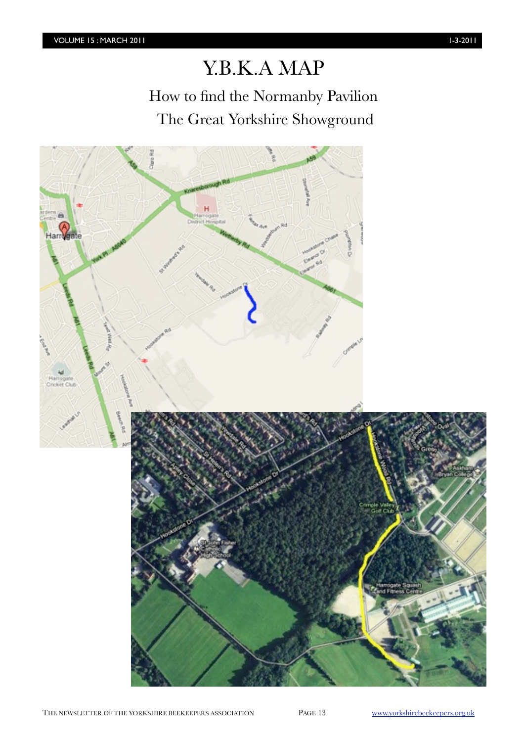# Y.B.K.A MAP

## How to find the Normanby Pavilion

## The Great Yorkshire Showground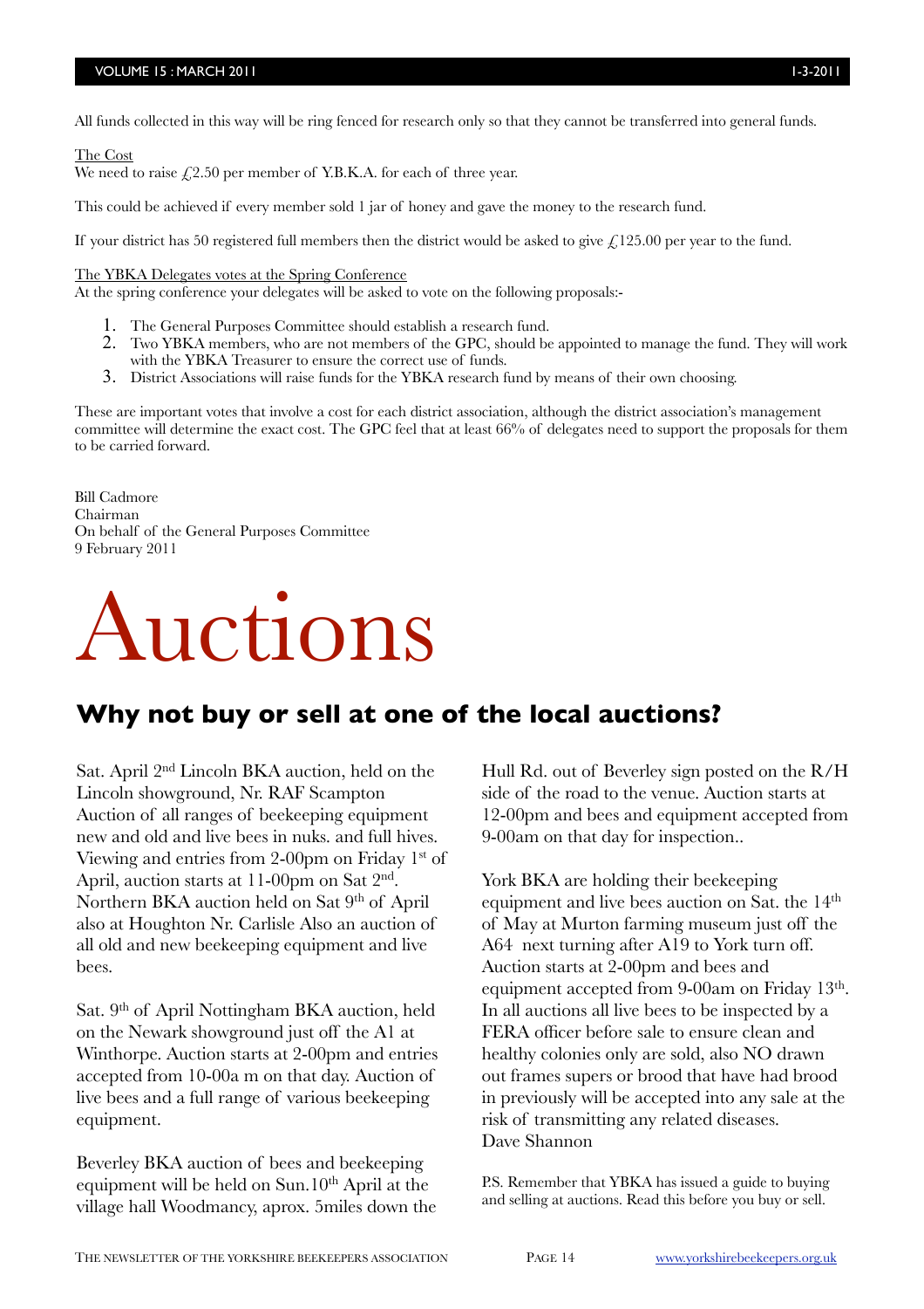All funds collected in this way will be ring fenced for research only so that they cannot be transferred into general funds.

The Cost

We need to raise £2.50 per member of Y.B.K.A. for each of three year.

This could be achieved if every member sold 1 jar of honey and gave the money to the research fund.

If your district has 50 registered full members then the district would be asked to give £125.00 per year to the fund.

The YBKA Delegates votes at the Spring Conference

At the spring conference your delegates will be asked to vote on the following proposals:-

1. The General Purposes Committee should establish a research fund.
2. Two YBKA members, who are not members of the GPC, should be appointed to manage the fund. They will work with the YBKA Treasurer to ensure the correct use of funds.
3. District Associations will raise funds for the YBKA research fund by means of their own choosing.

These are important votes that involve a cost for each district association, although the district association's management committee will determine the exact cost. The GPC feel that at least 66% of delegates need to support the proposals for them to be carried forward.

Bill Cadmore
Chairman
On behalf of the General Purposes Committee
9 February 2011

# Auctions

## Why not buy or sell at one of the local auctions?

Sat. April 2nd Lincoln BKA auction, held on the Lincoln showground, Nr. RAF Scampton Auction of all ranges of beekeeping equipment new and old and live bees in nuks. and full hives. Viewing and entries from 2-00pm on Friday 1st of April, auction starts at 11-00pm on Sat 2nd. Northern BKA auction held on Sat 9th of April also at Houghton Nr. Carlisle Also an auction of all old and new beekeeping equipment and live bees.

Sat. 9th of April Nottingham BKA auction, held on the Newark showground just off the A1 at Winthorpe. Auction starts at 2-00pm and entries accepted from 10-00a m on that day. Auction of live bees and a full range of various beekeeping equipment.

Beverley BKA auction of bees and beekeeping equipment will be held on Sun.10th April at the village hall Woodmancy, aprox. 5miles down the Hull Rd. out of Beverley sign posted on the R/H side of the road to the venue. Auction starts at 12-00pm and bees and equipment accepted from 9-00am on that day for inspection..

York BKA are holding their beekeeping equipment and live bees auction on Sat. the 14th of May at Murton farming museum just off the A64 next turning after A19 to York turn off. Auction starts at 2-00pm and bees and equipment accepted from 9-00am on Friday 13th. In all auctions all live bees to be inspected by a FERA officer before sale to ensure clean and healthy colonies only are sold, also NO drawn out frames supers or brood that have had brood in previously will be accepted into any sale at the risk of transmitting any related diseases.
Dave Shannon

P.S. Remember that YBKA has issued a guide to buying and selling at auctions. Read this before you buy or sell.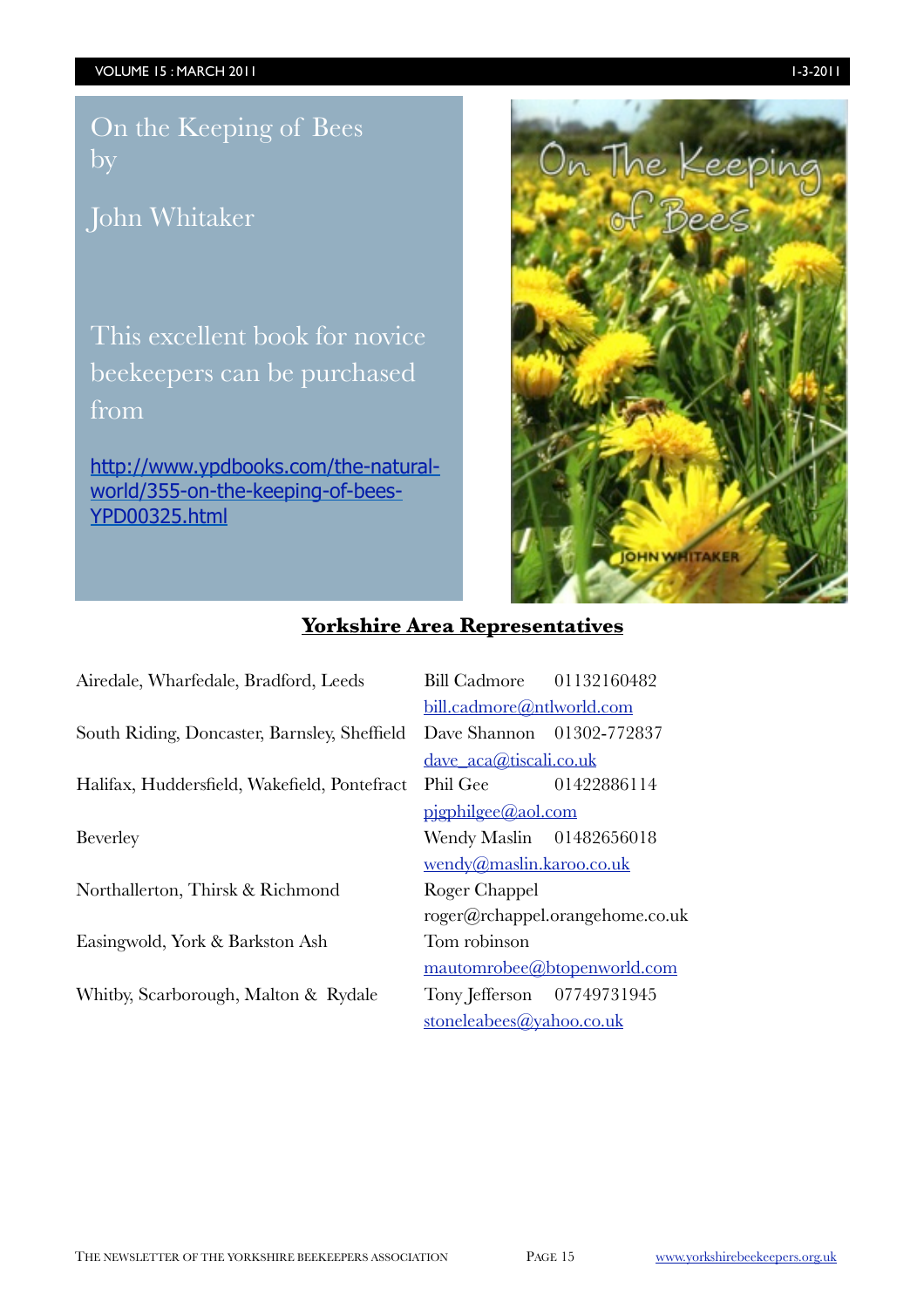On the Keeping of Bees by

John Whitaker

This excellent book for novice beekeepers can be purchased from

http://www.ypdbooks.com/the-natural-world/355-on-the-keeping-of-bees-YPD00325.html

## Yorkshire Area Representatives

| Area | Representative | Phone |
|---|---|---|
| Airedale, Wharfedale, Bradford, Leeds | Bill Cadmore | 01132160482 |
| | bill.cadmore@ntlworld.com | |
| South Riding, Doncaster, Barnsley, Sheffield | Dave Shannon | 01302-772837 |
| | dave_aca@tiscali.co.uk | |
| Halifax, Huddersfield, Wakefield, Pontefract | Phil Gee | 01422886114 |
| | pjgphilgee@aol.com | |
| Beverley | Wendy Maslin | 01482656018 |
| | wendy@maslin.karoo.co.uk | |
| Northallerton, Thirsk & Richmond | Roger Chappel | |
| | roger@rchappel.orangehome.co.uk | |
| Easingwold, York & Barkston Ash | Tom robinson | |
| | mautomrobee@btopenworld.com | |
| Whitby, Scarborough, Malton & Rydale | Tony Jefferson | 07749731945 |
| | stoneleabees@yahoo.co.uk | |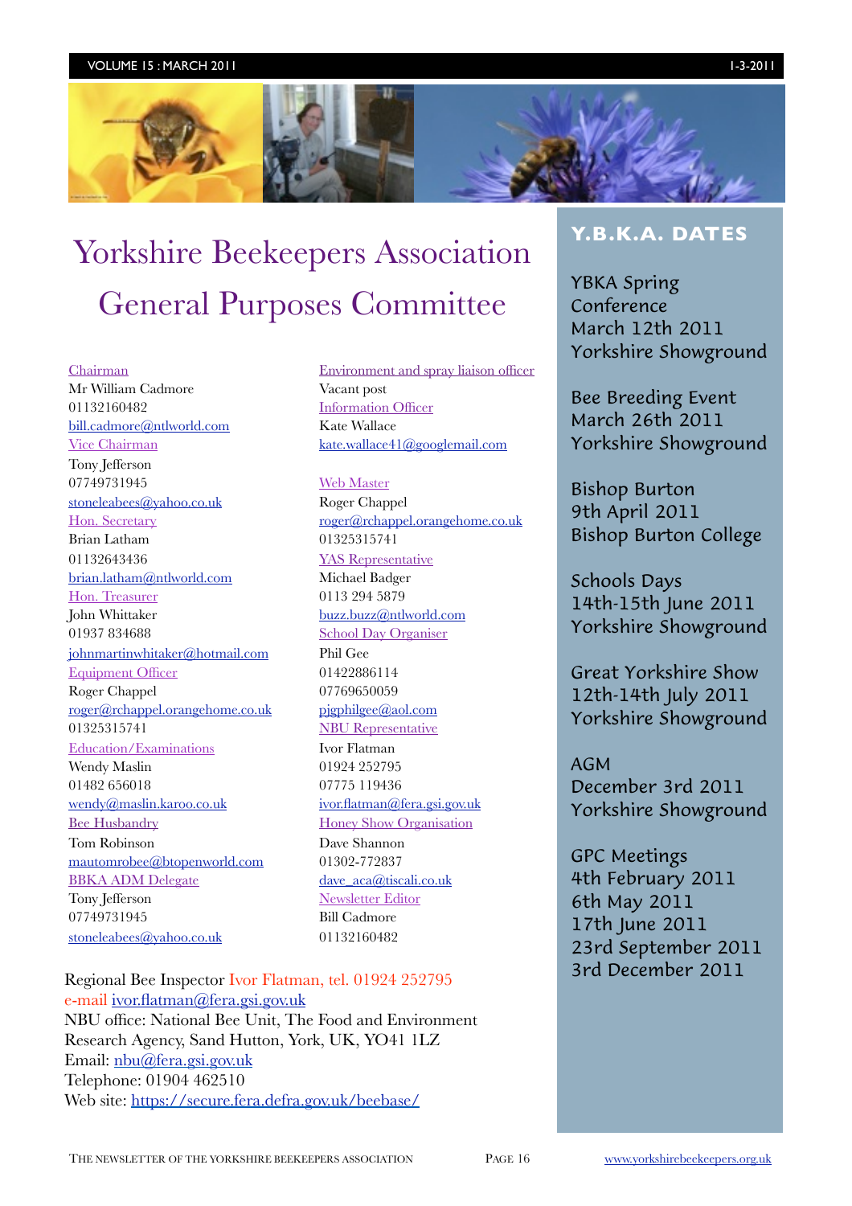# Yorkshire Beekeepers Association General Purposes Committee

Chairman
Mr William Cadmore
01132160482
bill.cadmore@ntlworld.com

Vice Chairman
Tony Jefferson
07749731945
stoneleabees@yahoo.co.uk

Hon. Secretary
Brian Latham
01132643436
brian.latham@ntlworld.com

Hon. Treasurer
John Whittaker
01937 834688
johnmartinwhitaker@hotmail.com

Equipment Officer
Roger Chappel
roger@rchappel.orangehome.co.uk
01325315741

Education/Examinations
Wendy Maslin
01482 656018
wendy@maslin.karoo.co.uk

Bee Husbandry
Tom Robinson
mautomrobee@btopenworld.com

BBKA ADM Delegate
Tony Jefferson
07749731945
stoneleabees@yahoo.co.uk

Environment and spray liaison officer
Vacant post

Information Officer
Kate Wallace
kate.wallace41@googlemail.com

Web Master
Roger Chappel
roger@rchappel.orangehome.co.uk
01325315741

YAS Representative
Michael Badger
0113 294 5879
buzz.buzz@ntlworld.com

School Day Organiser
Phil Gee
01422886114
07769650059
pjgphilgee@aol.com

NBU Representative
Ivor Flatman
01924 252795
07775 119436
ivor.flatman@fera.gsi.gov.uk

Honey Show Organisation
Dave Shannon
01302-772837
dave_aca@tiscali.co.uk

Newsletter Editor
Bill Cadmore
01132160482

Regional Bee Inspector Ivor Flatman, tel. 01924 252795
e-mail ivor.flatman@fera.gsi.gov.uk
NBU office: National Bee Unit, The Food and Environment Research Agency, Sand Hutton, York, UK, YO41 1LZ
Email: nbu@fera.gsi.gov.uk
Telephone: 01904 462510
Web site: https://secure.fera.defra.gov.uk/beebase/

## Y.B.K.A. DATES

YBKA Spring Conference
March 12th 2011
Yorkshire Showground

Bee Breeding Event
March 26th 2011
Yorkshire Showground

Bishop Burton
9th April 2011
Bishop Burton College

Schools Days
14th-15th June 2011
Yorkshire Showground

Great Yorkshire Show
12th-14th July 2011
Yorkshire Showground

AGM
December 3rd 2011
Yorkshire Showground

GPC Meetings
4th February 2011
6th May 2011
17th June 2011
23rd September 2011
3rd December 2011